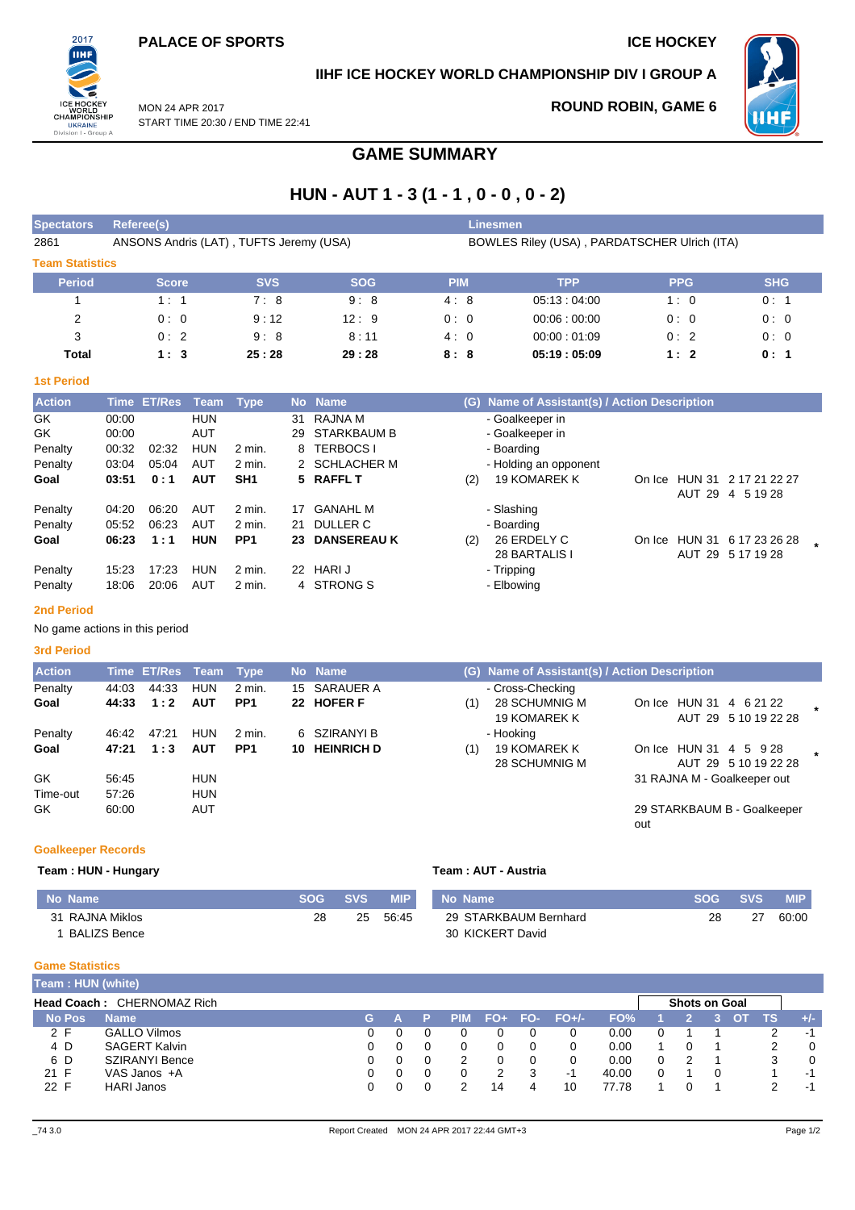PALACE OF SPORTS

ICE HOCKEY

IIHF ICE HOCKEY WORLD CHAMPIONSHIP DIV I GROUP A

MON 24 APR 2017
START TIME 20:30 / END TIME 22:41

ROUND ROBIN, GAME 6

# GAME SUMMARY

## HUN - AUT 1 - 3 (1 - 1 , 0 - 0 , 0 - 2)

| Spectators | Referee(s) | Linesmen |
|---|---|---|
| 2861 | ANSONS Andris (LAT) , TUFTS Jeremy (USA) | BOWLES Riley (USA) , PARDATSCHER Ulrich (ITA) |

### Team Statistics

| Period | Score | SVS | SOG | PIM | TPP | PPG | SHG |
|---|---|---|---|---|---|---|---|
| 1 | 1 : 1 | 7 : 8 | 9 : 8 | 4 : 8 | 05:13 : 04:00 | 1 : 0 | 0 : 1 |
| 2 | 0 : 0 | 9 : 12 | 12 : 9 | 0 : 0 | 00:06 : 00:00 | 0 : 0 | 0 : 0 |
| 3 | 0 : 2 | 9 : 8 | 8 : 11 | 4 : 0 | 00:00 : 01:09 | 0 : 2 | 0 : 0 |
| **Total** | **1 : 3** | **25 : 28** | **29 : 28** | **8 : 8** | **05:19 : 05:09** | **1 : 2** | **0 : 1** |

### 1st Period

| Action | Time | ET/Res | Team | Type | No | Name | (G) | Name of Assistant(s) / Action Description | |
|---|---|---|---|---|---|---|---|---|---|
| GK | 00:00 | | HUN | | 31 | RAJNA M | | - Goalkeeper in | |
| GK | 00:00 | | AUT | | 29 | STARKBAUM B | | - Goalkeeper in | |
| Penalty | 00:32 | 02:32 | HUN | 2 min. | 8 | TERBOCS I | | - Boarding | |
| Penalty | 03:04 | 05:04 | AUT | 2 min. | 2 | SCHLACHER M | | - Holding an opponent | |
| **Goal** | **03:51** | **0 : 1** | **AUT** | **SH1** | **5** | **RAFFL T** | (2) | 19 KOMAREK K | On Ice HUN 31 2 17 21 22 27 AUT 29 4 5 19 28 |
| Penalty | 04:20 | 06:20 | AUT | 2 min. | 17 | GANAHL M | | - Slashing | |
| Penalty | 05:52 | 06:23 | AUT | 2 min. | 21 | DULLER C | | - Boarding | |
| **Goal** | **06:23** | **1 : 1** | **HUN** | **PP1** | **23** | **DANSEREAU K** | (2) | 26 ERDELY C, 28 BARTALIS I | On Ice HUN 31 6 17 23 26 28 AUT 29 5 17 19 28 * |
| Penalty | 15:23 | 17:23 | HUN | 2 min. | 22 | HARI J | | - Tripping | |
| Penalty | 18:06 | 20:06 | AUT | 2 min. | 4 | STRONG S | | - Elbowing | |

### 2nd Period

No game actions in this period

### 3rd Period

| Action | Time | ET/Res | Team | Type | No | Name | (G) | Name of Assistant(s) / Action Description | |
|---|---|---|---|---|---|---|---|---|---|
| Penalty | 44:03 | 44:33 | HUN | 2 min. | 15 | SARAUER A | | - Cross-Checking | |
| **Goal** | **44:33** | **1 : 2** | **AUT** | **PP1** | **22** | **HOFER F** | (1) | 28 SCHUMNIG M, 19 KOMAREK K | On Ice HUN 31 4 6 21 22 AUT 29 5 10 19 22 28 * |
| Penalty | 46:42 | 47:21 | HUN | 2 min. | 6 | SZIRANYI B | | - Hooking | |
| **Goal** | **47:21** | **1 : 3** | **AUT** | **PP1** | **10** | **HEINRICH D** | (1) | 19 KOMAREK K, 28 SCHUMNIG M | On Ice HUN 31 4 5 9 28 AUT 29 5 10 19 22 28 * |
| GK | 56:45 | | HUN | | | | | 31 RAJNA M - Goalkeeper out | |
| Time-out | 57:26 | | HUN | | | | | | |
| GK | 60:00 | | AUT | | | | | 29 STARKBAUM B - Goalkeeper out | |

### Goalkeeper Records

**Team : HUN - Hungary**

| No Name | SOG | SVS | MIP |
|---|---|---|---|
| 31 RAJNA Miklos | 28 | 25 | 56:45 |
| 1 BALIZS Bence | | | |

**Team : AUT - Austria**

| No Name | SOG | SVS | MIP |
|---|---|---|---|
| 29 STARKBAUM Bernhard | 28 | 27 | 60:00 |
| 30 KICKERT David | | | |

### Game Statistics

**Team : HUN (white)**

**Head Coach :** CHERNOMAZ Rich

| No | Pos | Name | G | A | P | PIM | FO+ | FO- | FO+/- | FO% | 1 | 2 | 3 | OT | TS | +/- |
|---|---|---|---|---|---|---|---|---|---|---|---|---|---|---|---|---|
| | | | | | | | | | | | Shots on Goal | | | | | |
| 2 | F | GALLO Vilmos | 0 | 0 | 0 | 0 | 0 | 0 | 0 | 0.00 | 0 | 1 | 1 | | 2 | -1 |
| 4 | D | SAGERT Kalvin | 0 | 0 | 0 | 0 | 0 | 0 | 0 | 0.00 | 1 | 0 | 1 | | 2 | 0 |
| 6 | D | SZIRANYI Bence | 0 | 0 | 0 | 2 | 0 | 0 | 0 | 0.00 | 0 | 2 | 1 | | 3 | 0 |
| 21 | F | VAS Janos +A | 0 | 0 | 0 | 0 | 2 | 3 | -1 | 40.00 | 0 | 1 | 0 | | 1 | -1 |
| 22 | F | HARI Janos | 0 | 0 | 0 | 2 | 14 | 4 | 10 | 77.78 | 1 | 0 | 1 | | 2 | -1 |

_74 3.0 Report Created MON 24 APR 2017 22:44 GMT+3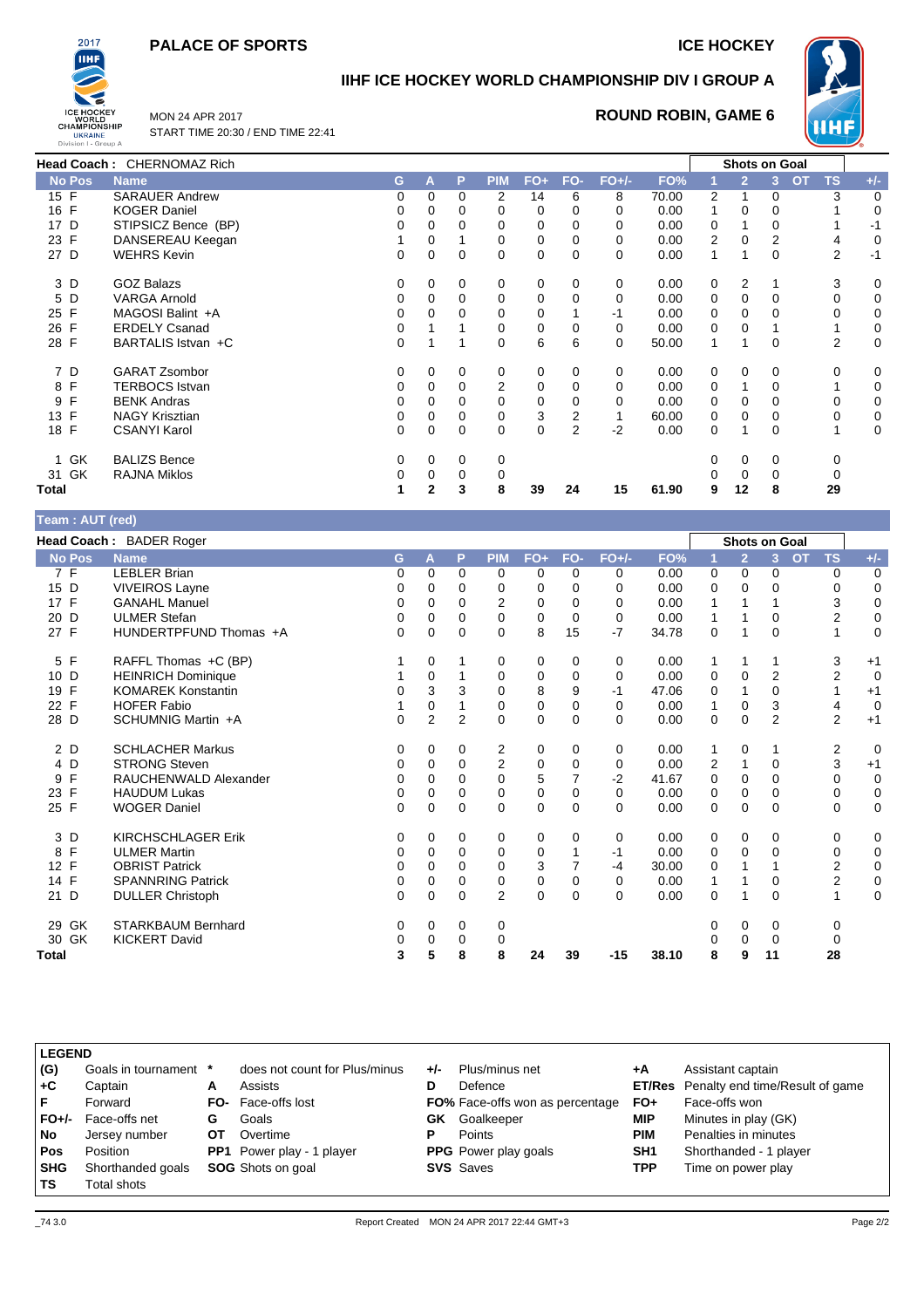# PALACE OF SPORTS

## ICE HOCKEY

## IIHF ICE HOCKEY WORLD CHAMPIONSHIP DIV I GROUP A

MON 24 APR 2017
START TIME 20:30 / END TIME 22:41

## ROUND ROBIN, GAME 6

**Head Coach :** CHERNOMAZ Rich

| No | Pos | Name | G | A | P | PIM | FO+ | FO- | FO+/- | FO% | Shots on Goal 1 | 2 | 3 | OT | TS | +/- |
|---|---|---|---|---|---|---|---|---|---|---|---|---|---|---|---|---|
| 15 | F | SARAUER Andrew | 0 | 0 | 0 | 2 | 14 | 6 | 8 | 70.00 | 2 | 1 | 0 | | 3 | 0 |
| 16 | F | KOGER Daniel | 0 | 0 | 0 | 0 | 0 | 0 | 0 | 0.00 | 1 | 0 | 0 | | 1 | 0 |
| 17 | D | STIPSICZ Bence (BP) | 0 | 0 | 0 | 0 | 0 | 0 | 0 | 0.00 | 0 | 1 | 0 | | 1 | -1 |
| 23 | F | DANSEREAU Keegan | 1 | 0 | 1 | 0 | 0 | 0 | 0 | 0.00 | 2 | 0 | 2 | | 4 | 0 |
| 27 | D | WEHRS Kevin | 0 | 0 | 0 | 0 | 0 | 0 | 0 | 0.00 | 1 | 1 | 0 | | 2 | -1 |
| 3 | D | GOZ Balazs | 0 | 0 | 0 | 0 | 0 | 0 | 0 | 0.00 | 0 | 2 | 1 | | 3 | 0 |
| 5 | D | VARGA Arnold | 0 | 0 | 0 | 0 | 0 | 0 | 0 | 0.00 | 0 | 0 | 0 | | 0 | 0 |
| 25 | F | MAGOSI Balint +A | 0 | 0 | 0 | 0 | 0 | 1 | -1 | 0.00 | 0 | 0 | 0 | | 0 | 0 |
| 26 | F | ERDELY Csanad | 0 | 1 | 1 | 0 | 0 | 0 | 0 | 0.00 | 0 | 0 | 1 | | 1 | 0 |
| 28 | F | BARTALIS Istvan +C | 0 | 1 | 1 | 0 | 6 | 6 | 0 | 50.00 | 1 | 1 | 0 | | 2 | 0 |
| 7 | D | GARAT Zsombor | 0 | 0 | 0 | 0 | 0 | 0 | 0 | 0.00 | 0 | 0 | 0 | | 0 | 0 |
| 8 | F | TERBOCS Istvan | 0 | 0 | 0 | 2 | 0 | 0 | 0 | 0.00 | 0 | 1 | 0 | | 1 | 0 |
| 9 | F | BENK Andras | 0 | 0 | 0 | 0 | 0 | 0 | 0 | 0.00 | 0 | 0 | 0 | | 0 | 0 |
| 13 | F | NAGY Krisztian | 0 | 0 | 0 | 0 | 3 | 2 | 1 | 60.00 | 0 | 0 | 0 | | 0 | 0 |
| 18 | F | CSANYI Karol | 0 | 0 | 0 | 0 | 0 | 2 | -2 | 0.00 | 0 | 1 | 0 | | 1 | 0 |
| 1 | GK | BALIZS Bence | 0 | 0 | 0 | 0 | | | | | 0 | 0 | 0 | | 0 | |
| 31 | GK | RAJNA Miklos | 0 | 0 | 0 | 0 | | | | | 0 | 0 | 0 | | 0 | |
| **Total** | | | **1** | **2** | **3** | **8** | **39** | **24** | **15** | **61.90** | **9** | **12** | **8** | | **29** | |

**Team : AUT (red)**

**Head Coach :** BADER Roger

| No | Pos | Name | G | A | P | PIM | FO+ | FO- | FO+/- | FO% | Shots on Goal 1 | 2 | 3 | OT | TS | +/- |
|---|---|---|---|---|---|---|---|---|---|---|---|---|---|---|---|---|
| 7 | F | LEBLER Brian | 0 | 0 | 0 | 0 | 0 | 0 | 0 | 0.00 | 0 | 0 | 0 | | 0 | 0 |
| 15 | D | VIVEIROS Layne | 0 | 0 | 0 | 0 | 0 | 0 | 0 | 0.00 | 0 | 0 | 0 | | 0 | 0 |
| 17 | F | GANAHL Manuel | 0 | 0 | 0 | 2 | 0 | 0 | 0 | 0.00 | 1 | 1 | 1 | | 3 | 0 |
| 20 | D | ULMER Stefan | 0 | 0 | 0 | 0 | 0 | 0 | 0 | 0.00 | 1 | 1 | 0 | | 2 | 0 |
| 27 | F | HUNDERTPFUND Thomas +A | 0 | 0 | 0 | 0 | 8 | 15 | -7 | 34.78 | 0 | 1 | 0 | | 1 | 0 |
| 5 | F | RAFFL Thomas +C (BP) | 1 | 0 | 1 | 0 | 0 | 0 | 0 | 0.00 | 1 | 1 | 1 | | 3 | +1 |
| 10 | D | HEINRICH Dominique | 1 | 0 | 1 | 0 | 0 | 0 | 0 | 0.00 | 0 | 0 | 2 | | 2 | 0 |
| 19 | F | KOMAREK Konstantin | 0 | 3 | 3 | 0 | 8 | 9 | -1 | 47.06 | 0 | 1 | 0 | | 1 | +1 |
| 22 | F | HOFER Fabio | 1 | 0 | 1 | 0 | 0 | 0 | 0 | 0.00 | 1 | 0 | 3 | | 4 | 0 |
| 28 | D | SCHUMNIG Martin +A | 0 | 2 | 2 | 0 | 0 | 0 | 0 | 0.00 | 0 | 0 | 2 | | 2 | +1 |
| 2 | D | SCHLACHER Markus | 0 | 0 | 0 | 2 | 0 | 0 | 0 | 0.00 | 1 | 0 | 1 | | 2 | 0 |
| 4 | D | STRONG Steven | 0 | 0 | 0 | 2 | 0 | 0 | 0 | 0.00 | 2 | 1 | 0 | | 3 | +1 |
| 9 | F | RAUCHENWALD Alexander | 0 | 0 | 0 | 0 | 5 | 7 | -2 | 41.67 | 0 | 0 | 0 | | 0 | 0 |
| 23 | F | HAUDUM Lukas | 0 | 0 | 0 | 0 | 0 | 0 | 0 | 0.00 | 0 | 0 | 0 | | 0 | 0 |
| 25 | F | WOGER Daniel | 0 | 0 | 0 | 0 | 0 | 0 | 0 | 0.00 | 0 | 0 | 0 | | 0 | 0 |
| 3 | D | KIRCHSCHLAGER Erik | 0 | 0 | 0 | 0 | 0 | 0 | 0 | 0.00 | 0 | 0 | 0 | | 0 | 0 |
| 8 | F | ULMER Martin | 0 | 0 | 0 | 0 | 0 | 1 | -1 | 0.00 | 0 | 0 | 0 | | 0 | 0 |
| 12 | F | OBRIST Patrick | 0 | 0 | 0 | 0 | 3 | 7 | -4 | 30.00 | 0 | 1 | 1 | | 2 | 0 |
| 14 | F | SPANNRING Patrick | 0 | 0 | 0 | 0 | 0 | 0 | 0 | 0.00 | 1 | 1 | 0 | | 2 | 0 |
| 21 | D | DULLER Christoph | 0 | 0 | 0 | 2 | 0 | 0 | 0 | 0.00 | 0 | 1 | 0 | | 1 | 0 |
| 29 | GK | STARKBAUM Bernhard | 0 | 0 | 0 | 0 | | | | | 0 | 0 | 0 | | 0 | |
| 30 | GK | KICKERT David | 0 | 0 | 0 | 0 | | | | | 0 | 0 | 0 | | 0 | |
| **Total** | | | **3** | **5** | **8** | **8** | **24** | **39** | **-15** | **38.10** | **8** | **9** | **11** | | **28** | |

**LEGEND**

| | | | | | | | |
|---|---|---|---|---|---|---|---|
| (G) | Goals in tournament | * | does not count for Plus/minus | +/- | Plus/minus net | +A | Assistant captain |
| +C | Captain | A | Assists | D | Defence | ET/Res | Penalty end time/Result of game |
| F | Forward | FO- | Face-offs lost | FO% | Face-offs won as percentage | FO+ | Face-offs won |
| FO+/- | Face-offs net | G | Goals | GK | Goalkeeper | MIP | Minutes in play (GK) |
| No | Jersey number | OT | Overtime | P | Points | PIM | Penalties in minutes |
| Pos | Position | PP1 | Power play - 1 player | PPG | Power play goals | SH1 | Shorthanded - 1 player |
| SHG | Shorthanded goals | SOG | Shots on goal | SVS | Saves | TPP | Time on power play |
| TS | Total shots | | | | | | |

_74 3.0 Report Created MON 24 APR 2017 22:44 GMT+3